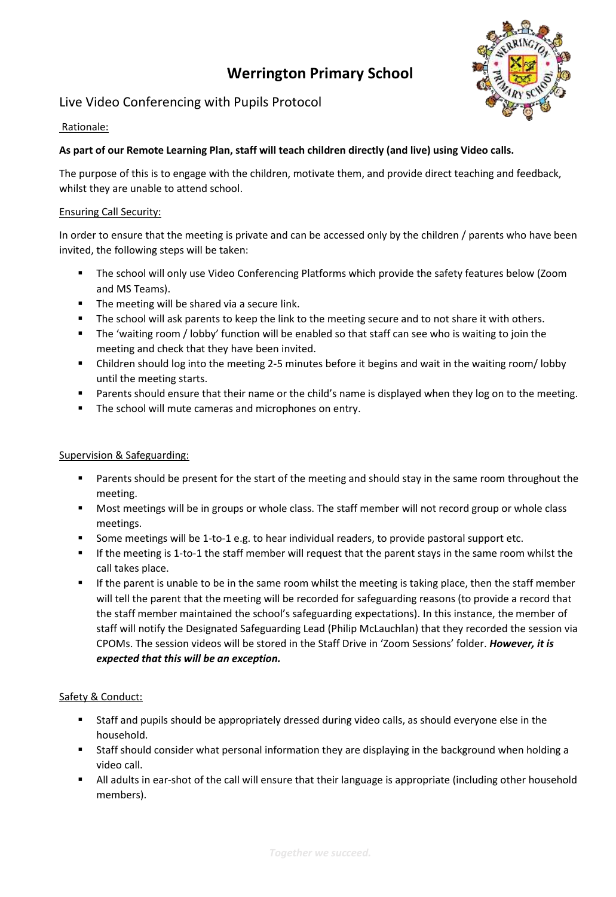# Werrington Primary School

## Live Video Conferencing with Pupils Protocol

Rationale:

**As part of our Remote Learning Plan, staff will teach children directly (and live) using Video calls.**

The purpose of this is to engage with the children, motivate them, and provide direct teaching and feedback, whilst they are unable to attend school.

Ensuring Call Security:

In order to ensure that the meeting is private and can be accessed only by the children / parents who have been invited, the following steps will be taken:

- The school will only use Video Conferencing Platforms which provide the safety features below (Zoom and MS Teams).
- The meeting will be shared via a secure link.
- The school will ask parents to keep the link to the meeting secure and to not share it with others.
- The 'waiting room / lobby' function will be enabled so that staff can see who is waiting to join the meeting and check that they have been invited.
- Children should log into the meeting 2-5 minutes before it begins and wait in the waiting room/ lobby until the meeting starts.
- Parents should ensure that their name or the child's name is displayed when they log on to the meeting.
- The school will mute cameras and microphones on entry.

Supervision & Safeguarding:

- Parents should be present for the start of the meeting and should stay in the same room throughout the meeting.
- Most meetings will be in groups or whole class. The staff member will not record group or whole class meetings.
- Some meetings will be 1-to-1 e.g. to hear individual readers, to provide pastoral support etc.
- If the meeting is 1-to-1 the staff member will request that the parent stays in the same room whilst the call takes place.
- If the parent is unable to be in the same room whilst the meeting is taking place, then the staff member will tell the parent that the meeting will be recorded for safeguarding reasons (to provide a record that the staff member maintained the school's safeguarding expectations). In this instance, the member of staff will notify the Designated Safeguarding Lead (Philip McLauchlan) that they recorded the session via CPOMs. The session videos will be stored in the Staff Drive in 'Zoom Sessions' folder. ***However, it is expected that this will be an exception.***

Safety & Conduct:

- Staff and pupils should be appropriately dressed during video calls, as should everyone else in the household.
- Staff should consider what personal information they are displaying in the background when holding a video call.
- All adults in ear-shot of the call will ensure that their language is appropriate (including other household members).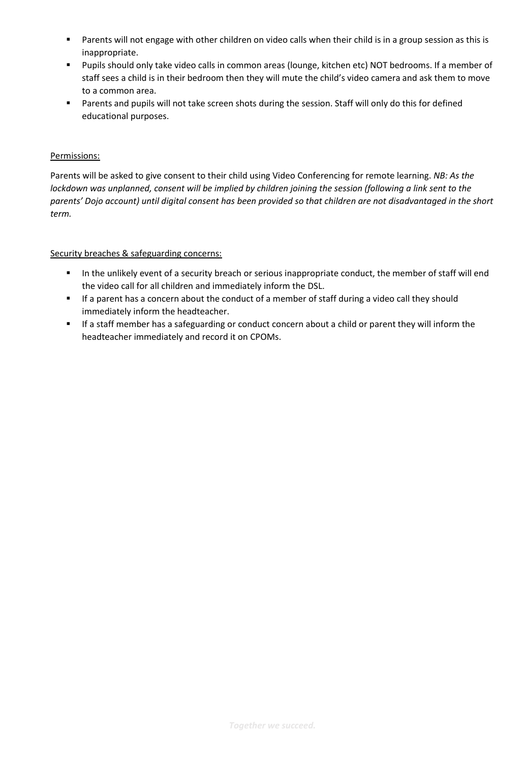- Parents will not engage with other children on video calls when their child is in a group session as this is inappropriate.
- Pupils should only take video calls in common areas (lounge, kitchen etc) NOT bedrooms. If a member of staff sees a child is in their bedroom then they will mute the child's video camera and ask them to move to a common area.
- Parents and pupils will not take screen shots during the session. Staff will only do this for defined educational purposes.

Permissions:

Parents will be asked to give consent to their child using Video Conferencing for remote learning. *NB: As the lockdown was unplanned, consent will be implied by children joining the session (following a link sent to the parents' Dojo account) until digital consent has been provided so that children are not disadvantaged in the short term.*

Security breaches & safeguarding concerns:

- In the unlikely event of a security breach or serious inappropriate conduct, the member of staff will end the video call for all children and immediately inform the DSL.
- If a parent has a concern about the conduct of a member of staff during a video call they should immediately inform the headteacher.
- If a staff member has a safeguarding or conduct concern about a child or parent they will inform the headteacher immediately and record it on CPOMs.